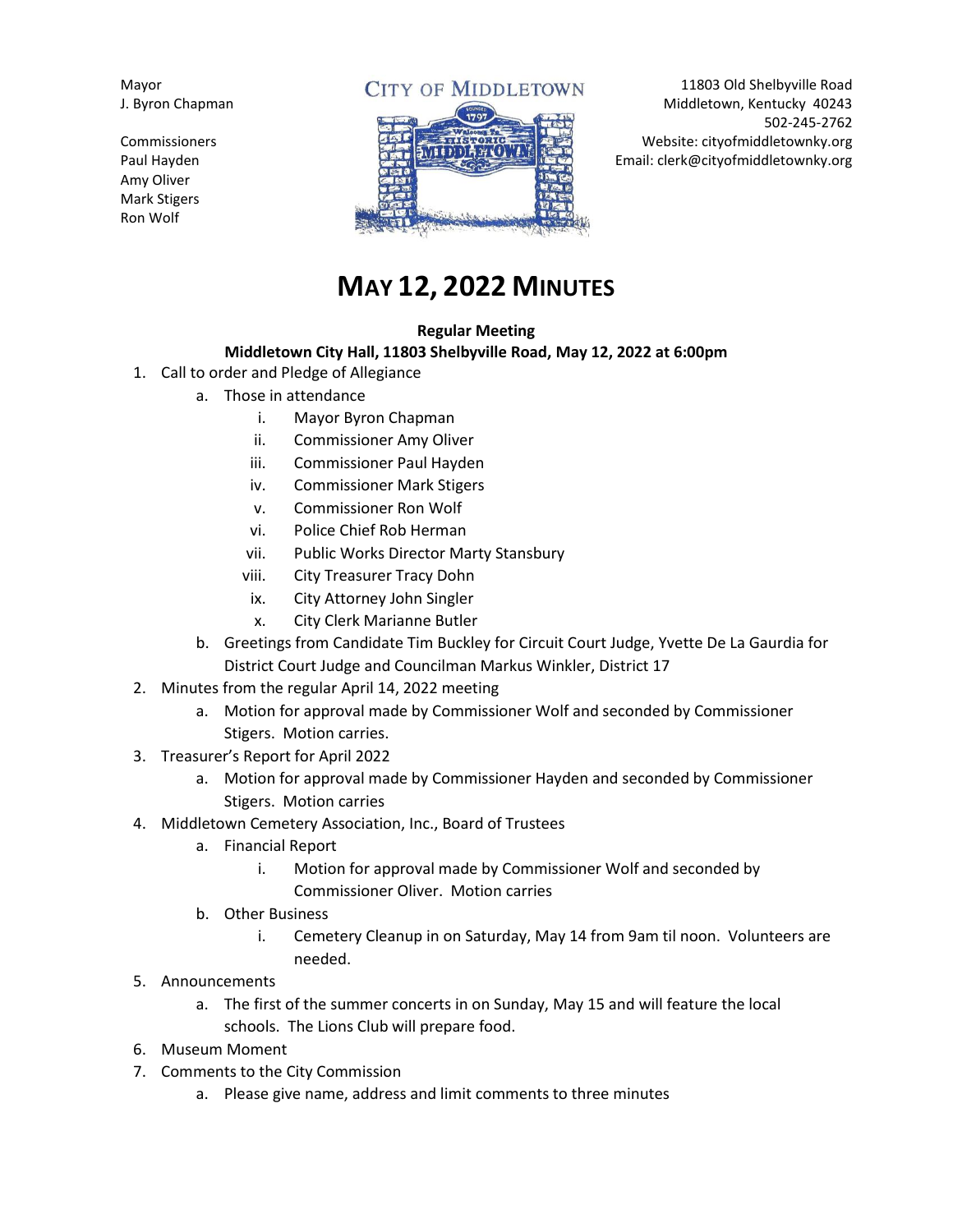Mayor
J. Byron Chapman

Commissioners
Paul Hayden
Amy Oliver
Mark Stigers
Ron Wolf

CITY OF MIDDLETOWN

11803 Old Shelbyville Road
Middletown, Kentucky 40243
502-245-2762
Website: cityofmiddletownky.org
Email: clerk@cityofmiddletownky.org

# MAY 12, 2022 MINUTES

**Regular Meeting**
**Middletown City Hall, 11803 Shelbyville Road, May 12, 2022 at 6:00pm**

1. Call to order and Pledge of Allegiance
   a. Those in attendance
      i. Mayor Byron Chapman
      ii. Commissioner Amy Oliver
      iii. Commissioner Paul Hayden
      iv. Commissioner Mark Stigers
      v. Commissioner Ron Wolf
      vi. Police Chief Rob Herman
      vii. Public Works Director Marty Stansbury
      viii. City Treasurer Tracy Dohn
      ix. City Attorney John Singler
      x. City Clerk Marianne Butler
   b. Greetings from Candidate Tim Buckley for Circuit Court Judge, Yvette De La Gaurdia for District Court Judge and Councilman Markus Winkler, District 17
2. Minutes from the regular April 14, 2022 meeting
   a. Motion for approval made by Commissioner Wolf and seconded by Commissioner Stigers. Motion carries.
3. Treasurer's Report for April 2022
   a. Motion for approval made by Commissioner Hayden and seconded by Commissioner Stigers. Motion carries
4. Middletown Cemetery Association, Inc., Board of Trustees
   a. Financial Report
      i. Motion for approval made by Commissioner Wolf and seconded by Commissioner Oliver. Motion carries
   b. Other Business
      i. Cemetery Cleanup in on Saturday, May 14 from 9am til noon. Volunteers are needed.
5. Announcements
   a. The first of the summer concerts in on Sunday, May 15 and will feature the local schools. The Lions Club will prepare food.
6. Museum Moment
7. Comments to the City Commission
   a. Please give name, address and limit comments to three minutes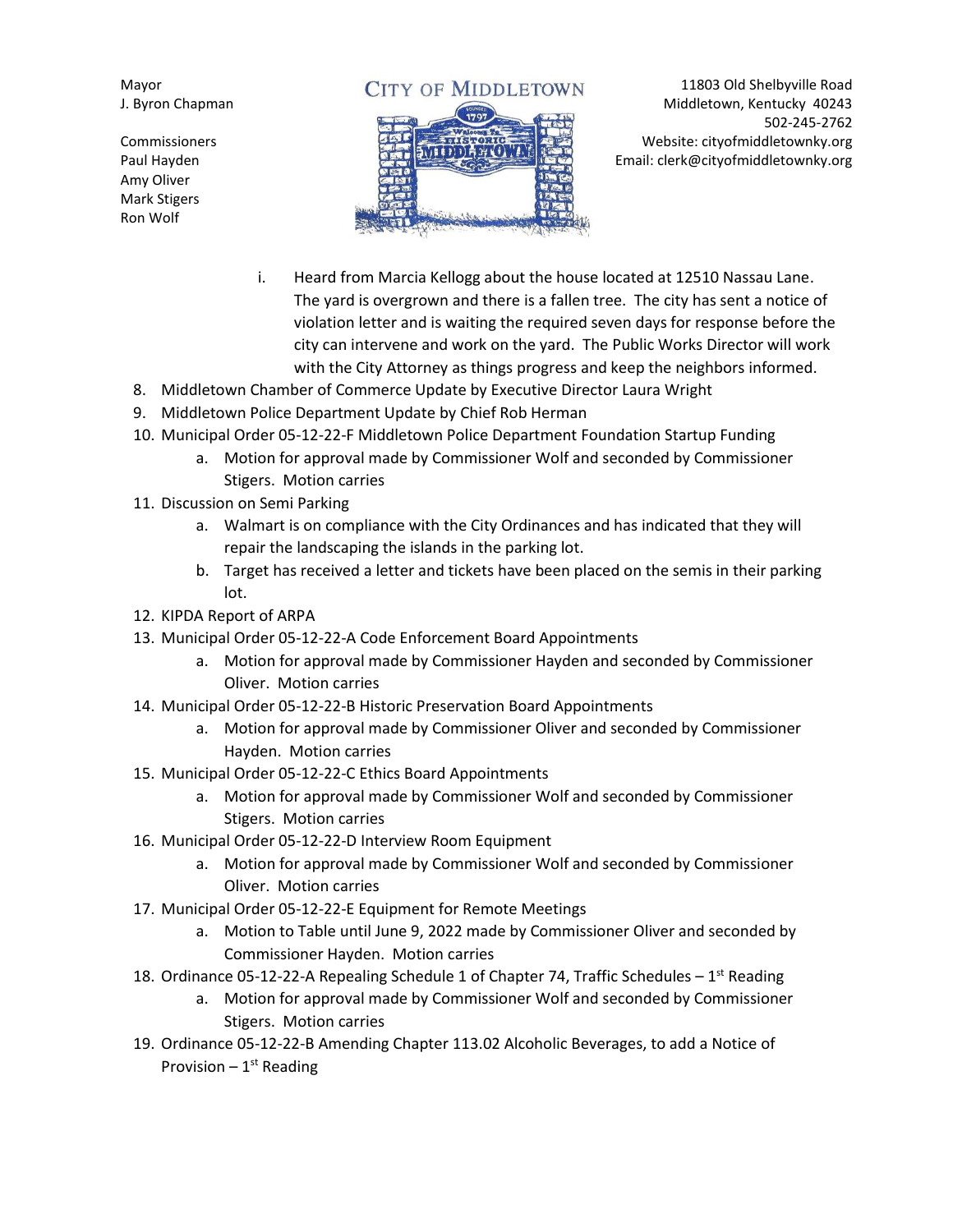Mayor
J. Byron Chapman

Commissioners
Paul Hayden
Amy Oliver
Mark Stigers
Ron Wolf

CITY OF MIDDLETOWN

11803 Old Shelbyville Road
Middletown, Kentucky 40243
502-245-2762
Website: cityofmiddletownky.org
Email: clerk@cityofmiddletownky.org

i. Heard from Marcia Kellogg about the house located at 12510 Nassau Lane. The yard is overgrown and there is a fallen tree. The city has sent a notice of violation letter and is waiting the required seven days for response before the city can intervene and work on the yard. The Public Works Director will work with the City Attorney as things progress and keep the neighbors informed.

8. Middletown Chamber of Commerce Update by Executive Director Laura Wright
9. Middletown Police Department Update by Chief Rob Herman
10. Municipal Order 05-12-22-F Middletown Police Department Foundation Startup Funding
    a. Motion for approval made by Commissioner Wolf and seconded by Commissioner Stigers. Motion carries
11. Discussion on Semi Parking
    a. Walmart is on compliance with the City Ordinances and has indicated that they will repair the landscaping the islands in the parking lot.
    b. Target has received a letter and tickets have been placed on the semis in their parking lot.
12. KIPDA Report of ARPA
13. Municipal Order 05-12-22-A Code Enforcement Board Appointments
    a. Motion for approval made by Commissioner Hayden and seconded by Commissioner Oliver. Motion carries
14. Municipal Order 05-12-22-B Historic Preservation Board Appointments
    a. Motion for approval made by Commissioner Oliver and seconded by Commissioner Hayden. Motion carries
15. Municipal Order 05-12-22-C Ethics Board Appointments
    a. Motion for approval made by Commissioner Wolf and seconded by Commissioner Stigers. Motion carries
16. Municipal Order 05-12-22-D Interview Room Equipment
    a. Motion for approval made by Commissioner Wolf and seconded by Commissioner Oliver. Motion carries
17. Municipal Order 05-12-22-E Equipment for Remote Meetings
    a. Motion to Table until June 9, 2022 made by Commissioner Oliver and seconded by Commissioner Hayden. Motion carries
18. Ordinance 05-12-22-A Repealing Schedule 1 of Chapter 74, Traffic Schedules – 1st Reading
    a. Motion for approval made by Commissioner Wolf and seconded by Commissioner Stigers. Motion carries
19. Ordinance 05-12-22-B Amending Chapter 113.02 Alcoholic Beverages, to add a Notice of Provision – 1st Reading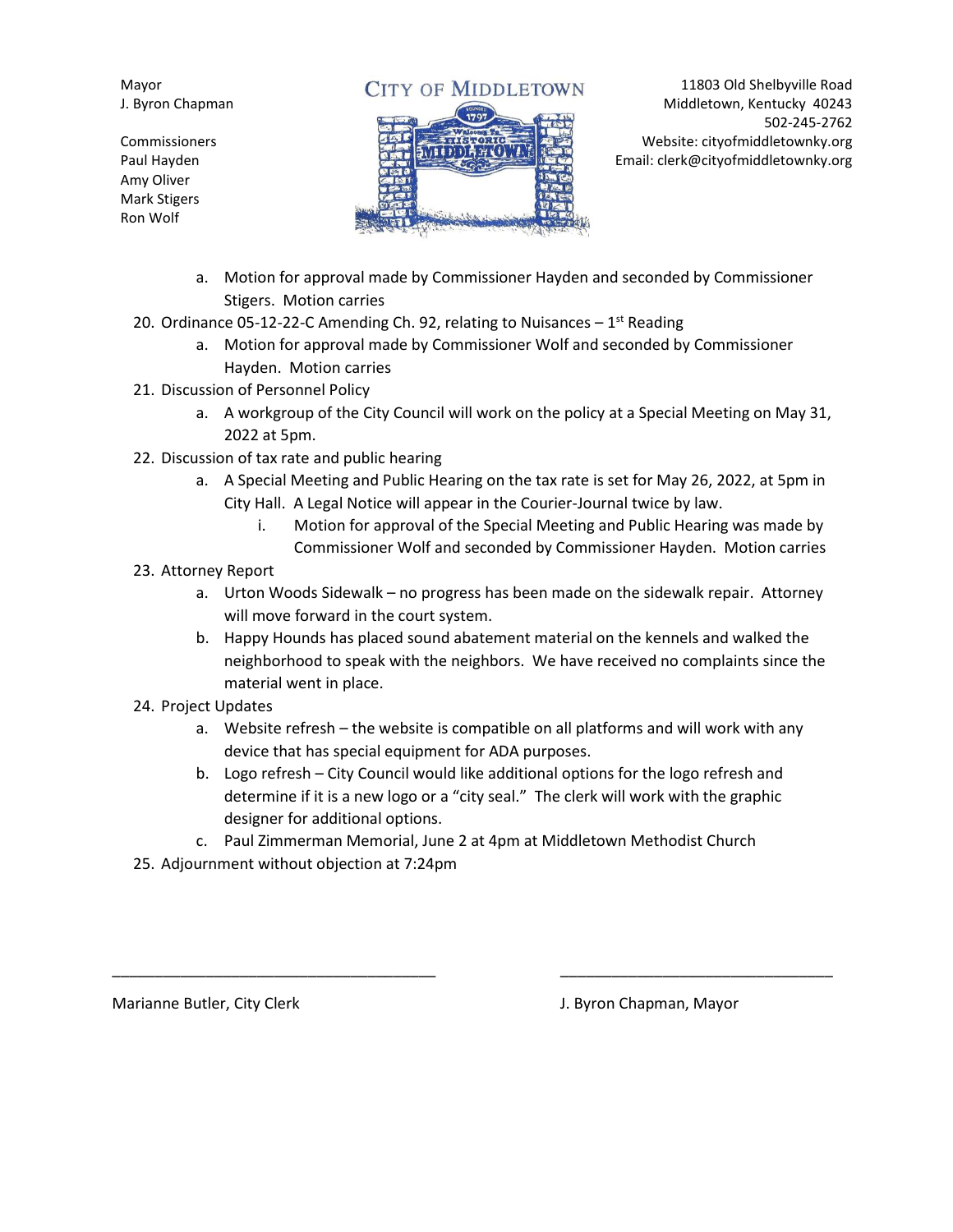Mayor
J. Byron Chapman

Commissioners
Paul Hayden
Amy Oliver
Mark Stigers
Ron Wolf

CITY OF MIDDLETOWN

11803 Old Shelbyville Road
Middletown, Kentucky 40243
502-245-2762
Website: cityofmiddletownky.org
Email: clerk@cityofmiddletownky.org

   a. Motion for approval made by Commissioner Hayden and seconded by Commissioner Stigers. Motion carries

20. Ordinance 05-12-22-C Amending Ch. 92, relating to Nuisances – 1st Reading
    a. Motion for approval made by Commissioner Wolf and seconded by Commissioner Hayden. Motion carries
21. Discussion of Personnel Policy
    a. A workgroup of the City Council will work on the policy at a Special Meeting on May 31, 2022 at 5pm.
22. Discussion of tax rate and public hearing
    a. A Special Meeting and Public Hearing on the tax rate is set for May 26, 2022, at 5pm in City Hall. A Legal Notice will appear in the Courier-Journal twice by law.
       i. Motion for approval of the Special Meeting and Public Hearing was made by Commissioner Wolf and seconded by Commissioner Hayden. Motion carries
23. Attorney Report
    a. Urton Woods Sidewalk – no progress has been made on the sidewalk repair. Attorney will move forward in the court system.
    b. Happy Hounds has placed sound abatement material on the kennels and walked the neighborhood to speak with the neighbors. We have received no complaints since the material went in place.
24. Project Updates
    a. Website refresh – the website is compatible on all platforms and will work with any device that has special equipment for ADA purposes.
    b. Logo refresh – City Council would like additional options for the logo refresh and determine if it is a new logo or a "city seal." The clerk will work with the graphic designer for additional options.
    c. Paul Zimmerman Memorial, June 2 at 4pm at Middletown Methodist Church
25. Adjournment without objection at 7:24pm

\_\_\_\_\_\_\_\_\_\_\_\_\_\_\_\_\_\_\_\_\_\_\_\_\_\_\_\_\_\_\_\_\_\_\_\_\_\_
Marianne Butler, City Clerk

\_\_\_\_\_\_\_\_\_\_\_\_\_\_\_\_\_\_\_\_\_\_\_\_\_\_\_\_\_\_\_\_\_\_\_\_\_\_
J. Byron Chapman, Mayor